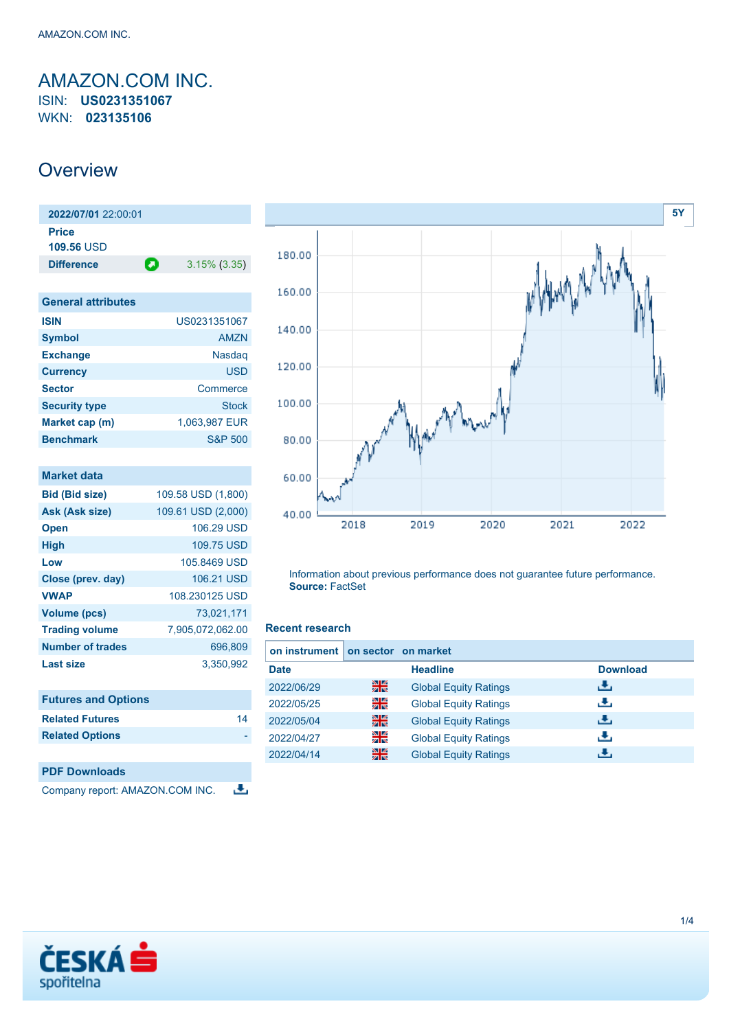# AMAZON.COM INC.

ISIN: **US0231351067**
WKN: **023135106**

## Overview

| **2022/07/01** 22:00:01 | |
|---|---|
| **Price** | |
| **109.56** USD | |
| **Difference** | 3.15% (3.35) |

| General attributes | |
|---|---|
| **ISIN** | US0231351067 |
| **Symbol** | AMZN |
| **Exchange** | Nasdaq |
| **Currency** | USD |
| **Sector** | Commerce |
| **Security type** | Stock |
| **Market cap (m)** | 1,063,987 EUR |
| **Benchmark** | S&P 500 |

| Market data | |
|---|---|
| **Bid (Bid size)** | 109.58 USD (1,800) |
| **Ask (Ask size)** | 109.61 USD (2,000) |
| **Open** | 106.29 USD |
| **High** | 109.75 USD |
| **Low** | 105.8469 USD |
| **Close (prev. day)** | 106.21 USD |
| **VWAP** | 108.230125 USD |
| **Volume (pcs)** | 73,021,171 |
| **Trading volume** | 7,905,072,062.00 |
| **Number of trades** | 696,809 |
| **Last size** | 3,350,992 |

| Futures and Options | |
|---|---|
| **Related Futures** | 14 |
| **Related Options** | - |

| PDF Downloads |
|---|
| Company report: AMAZON.COM INC. |

5Y

Information about previous performance does not guarantee future performance.
**Source:** FactSet

### Recent research

**on instrument** | on sector | on market

| Date | | Headline | Download |
|---|---|---|---|
| 2022/06/29 | | Global Equity Ratings | |
| 2022/05/25 | | Global Equity Ratings | |
| 2022/05/04 | | Global Equity Ratings | |
| 2022/04/27 | | Global Equity Ratings | |
| 2022/04/14 | | Global Equity Ratings | |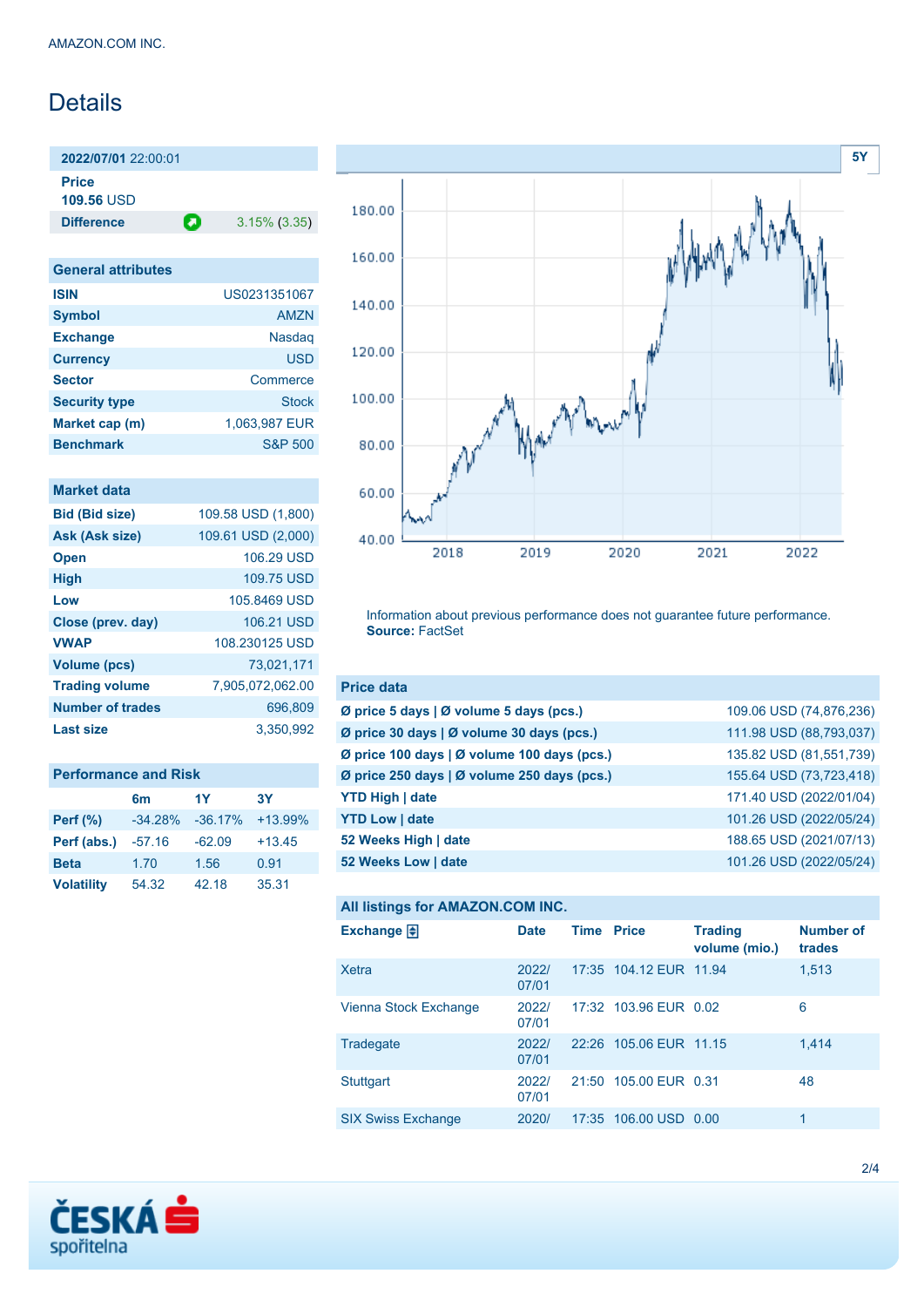AMAZON.COM INC.

# Details

**2022/07/01** 22:00:01

**Price**
**109.56** USD

| **Difference** | 3.15% (3.35) |
|---|---|

| General attributes | |
|---|---|
| **ISIN** | US0231351067 |
| **Symbol** | AMZN |
| **Exchange** | Nasdaq |
| **Currency** | USD |
| **Sector** | Commerce |
| **Security type** | Stock |
| **Market cap (m)** | 1,063,987 EUR |
| **Benchmark** | S&P 500 |

| Market data | |
|---|---|
| **Bid (Bid size)** | 109.58 USD (1,800) |
| **Ask (Ask size)** | 109.61 USD (2,000) |
| **Open** | 106.29 USD |
| **High** | 109.75 USD |
| **Low** | 105.8469 USD |
| **Close (prev. day)** | 106.21 USD |
| **VWAP** | 108.230125 USD |
| **Volume (pcs)** | 73,021,171 |
| **Trading volume** | 7,905,072,062.00 |
| **Number of trades** | 696,809 |
| **Last size** | 3,350,992 |

**Performance and Risk**

| | 6m | 1Y | 3Y |
|---|---|---|---|
| **Perf (%)** | -34.28% | -36.17% | +13.99% |
| **Perf (abs.)** | -57.16 | -62.09 | +13.45 |
| **Beta** | 1.70 | 1.56 | 0.91 |
| **Volatility** | 54.32 | 42.18 | 35.31 |

Information about previous performance does not guarantee future performance.
**Source:** FactSet

| Price data | |
|---|---|
| **Ø price 5 days \| Ø volume 5 days (pcs.)** | 109.06 USD (74,876,236) |
| **Ø price 30 days \| Ø volume 30 days (pcs.)** | 111.98 USD (88,793,037) |
| **Ø price 100 days \| Ø volume 100 days (pcs.)** | 135.82 USD (81,551,739) |
| **Ø price 250 days \| Ø volume 250 days (pcs.)** | 155.64 USD (73,723,418) |
| **YTD High \| date** | 171.40 USD (2022/01/04) |
| **YTD Low \| date** | 101.26 USD (2022/05/24) |
| **52 Weeks High \| date** | 188.65 USD (2021/07/13) |
| **52 Weeks Low \| date** | 101.26 USD (2022/05/24) |

**All listings for AMAZON.COM INC.**

| Exchange | Date | Time | Price | Trading volume (mio.) | Number of trades |
|---|---|---|---|---|---|
| Xetra | 2022/07/01 | 17:35 | 104.12 EUR | 11.94 | 1,513 |
| Vienna Stock Exchange | 2022/07/01 | 17:32 | 103.96 EUR | 0.02 | 6 |
| Tradegate | 2022/07/01 | 22:26 | 105.06 EUR | 11.15 | 1,414 |
| Stuttgart | 2022/07/01 | 21:50 | 105.00 EUR | 0.31 | 48 |
| SIX Swiss Exchange | 2020/ | 17:35 | 106.00 USD | 0.00 | 1 |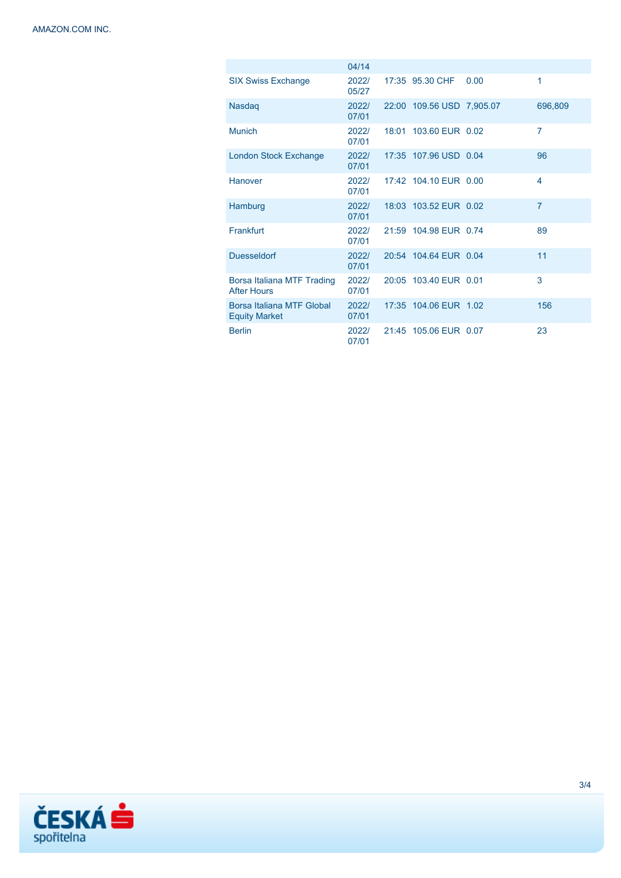| | | | | | |
|---|---|---|---|---|---|
| | 04/14 | | | | |
| SIX Swiss Exchange | 2022/05/27 | 17:35 | 95.30 CHF | 0.00 | 1 |
| Nasdaq | 2022/07/01 | 22:00 | 109.56 USD | 7,905.07 | 696,809 |
| Munich | 2022/07/01 | 18:01 | 103.60 EUR | 0.02 | 7 |
| London Stock Exchange | 2022/07/01 | 17:35 | 107.96 USD | 0.04 | 96 |
| Hanover | 2022/07/01 | 17:42 | 104.10 EUR | 0.00 | 4 |
| Hamburg | 2022/07/01 | 18:03 | 103.52 EUR | 0.02 | 7 |
| Frankfurt | 2022/07/01 | 21:59 | 104.98 EUR | 0.74 | 89 |
| Duesseldorf | 2022/07/01 | 20:54 | 104.64 EUR | 0.04 | 11 |
| Borsa Italiana MTF Trading After Hours | 2022/07/01 | 20:05 | 103.40 EUR | 0.01 | 3 |
| Borsa Italiana MTF Global Equity Market | 2022/07/01 | 17:35 | 104.06 EUR | 1.02 | 156 |
| Berlin | 2022/07/01 | 21:45 | 105.06 EUR | 0.07 | 23 |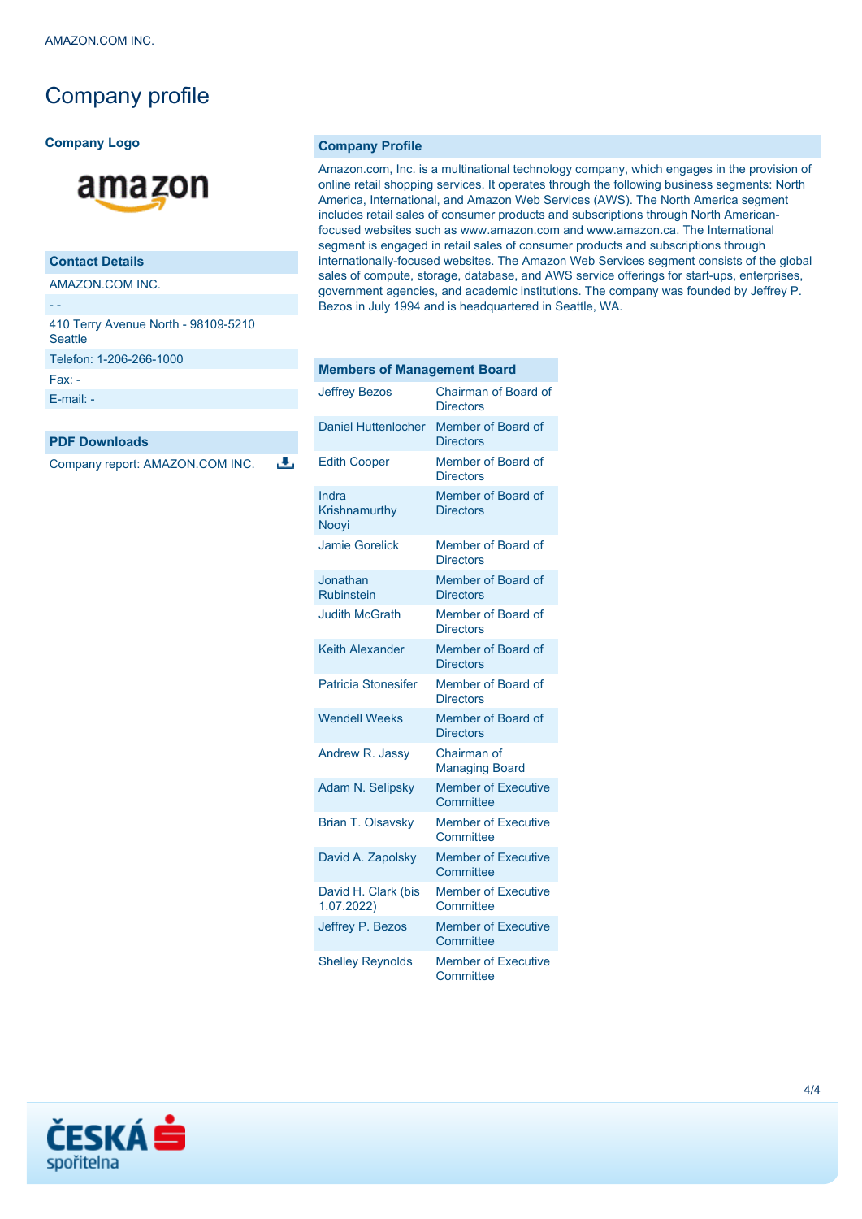# Company profile

**Company Logo**

## Contact Details

AMAZON.COM INC.

- -

410 Terry Avenue North - 98109-5210 Seattle

Telefon: 1-206-266-1000

Fax: -

E-mail: -

## PDF Downloads

Company report: AMAZON.COM INC.

## Company Profile

Amazon.com, Inc. is a multinational technology company, which engages in the provision of online retail shopping services. It operates through the following business segments: North America, International, and Amazon Web Services (AWS). The North America segment includes retail sales of consumer products and subscriptions through North American-focused websites such as www.amazon.com and www.amazon.ca. The International segment is engaged in retail sales of consumer products and subscriptions through internationally-focused websites. The Amazon Web Services segment consists of the global sales of compute, storage, database, and AWS service offerings for start-ups, enterprises, government agencies, and academic institutions. The company was founded by Jeffrey P. Bezos in July 1994 and is headquartered in Seattle, WA.

## Members of Management Board

| | |
|---|---|
| Jeffrey Bezos | Chairman of Board of Directors |
| Daniel Huttenlocher | Member of Board of Directors |
| Edith Cooper | Member of Board of Directors |
| Indra Krishnamurthy Nooyi | Member of Board of Directors |
| Jamie Gorelick | Member of Board of Directors |
| Jonathan Rubinstein | Member of Board of Directors |
| Judith McGrath | Member of Board of Directors |
| Keith Alexander | Member of Board of Directors |
| Patricia Stonesifer | Member of Board of Directors |
| Wendell Weeks | Member of Board of Directors |
| Andrew R. Jassy | Chairman of Managing Board |
| Adam N. Selipsky | Member of Executive Committee |
| Brian T. Olsavsky | Member of Executive Committee |
| David A. Zapolsky | Member of Executive Committee |
| David H. Clark (bis 1.07.2022) | Member of Executive Committee |
| Jeffrey P. Bezos | Member of Executive Committee |
| Shelley Reynolds | Member of Executive Committee |